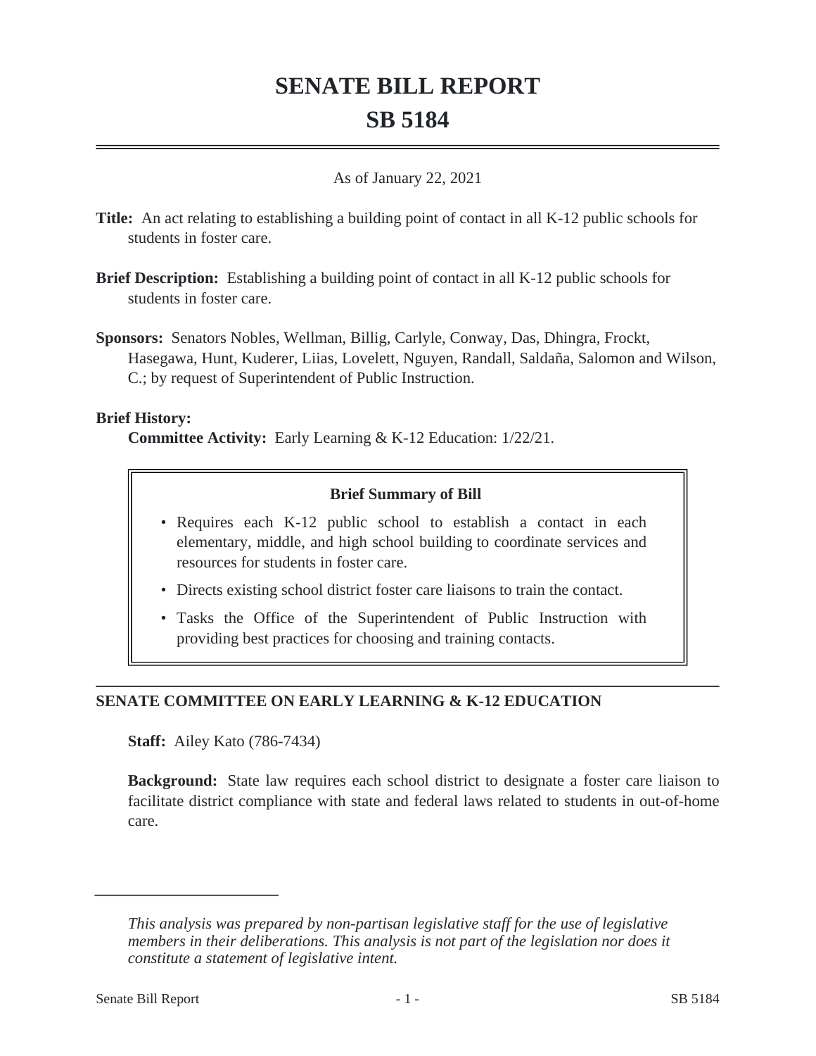# SENATE BILL REPORT

# SB 5184

As of January 22, 2021

**Title:** An act relating to establishing a building point of contact in all K-12 public schools for students in foster care.

**Brief Description:** Establishing a building point of contact in all K-12 public schools for students in foster care.

**Sponsors:** Senators Nobles, Wellman, Billig, Carlyle, Conway, Das, Dhingra, Frockt, Hasegawa, Hunt, Kuderer, Liias, Lovelett, Nguyen, Randall, Saldaña, Salomon and Wilson, C.; by request of Superintendent of Public Instruction.

**Brief History:**

**Committee Activity:** Early Learning & K-12 Education: 1/22/21.

**Brief Summary of Bill**

- Requires each K-12 public school to establish a contact in each elementary, middle, and high school building to coordinate services and resources for students in foster care.
- Directs existing school district foster care liaisons to train the contact.
- Tasks the Office of the Superintendent of Public Instruction with providing best practices for choosing and training contacts.

## SENATE COMMITTEE ON EARLY LEARNING & K-12 EDUCATION

**Staff:** Ailey Kato (786-7434)

**Background:** State law requires each school district to designate a foster care liaison to facilitate district compliance with state and federal laws related to students in out-of-home care.

*This analysis was prepared by non-partisan legislative staff for the use of legislative members in their deliberations. This analysis is not part of the legislation nor does it constitute a statement of legislative intent.*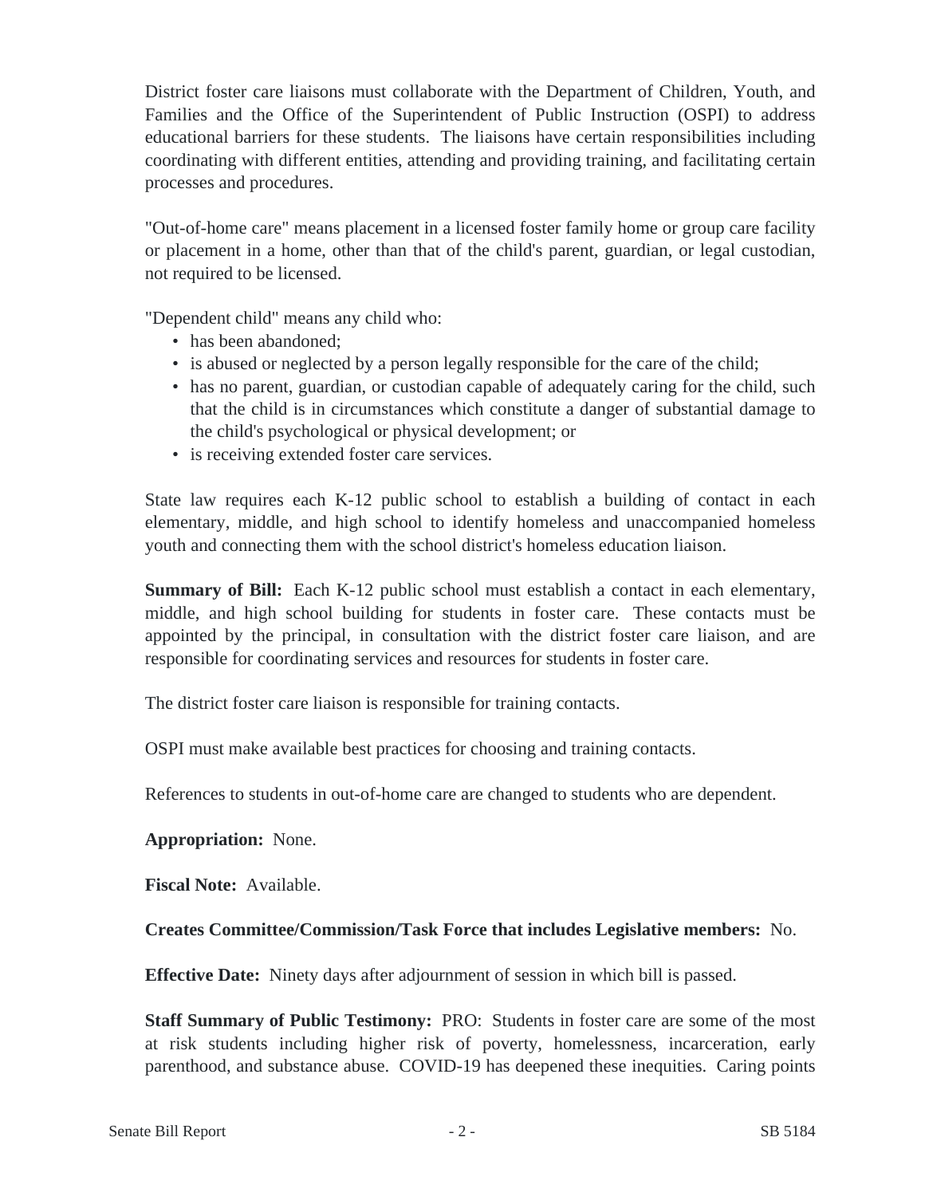District foster care liaisons must collaborate with the Department of Children, Youth, and Families and the Office of the Superintendent of Public Instruction (OSPI) to address educational barriers for these students. The liaisons have certain responsibilities including coordinating with different entities, attending and providing training, and facilitating certain processes and procedures.

"Out-of-home care" means placement in a licensed foster family home or group care facility or placement in a home, other than that of the child's parent, guardian, or legal custodian, not required to be licensed.

"Dependent child" means any child who:

- has been abandoned;
- is abused or neglected by a person legally responsible for the care of the child;
- has no parent, guardian, or custodian capable of adequately caring for the child, such that the child is in circumstances which constitute a danger of substantial damage to the child's psychological or physical development; or
- is receiving extended foster care services.

State law requires each K-12 public school to establish a building of contact in each elementary, middle, and high school to identify homeless and unaccompanied homeless youth and connecting them with the school district's homeless education liaison.

**Summary of Bill:** Each K-12 public school must establish a contact in each elementary, middle, and high school building for students in foster care. These contacts must be appointed by the principal, in consultation with the district foster care liaison, and are responsible for coordinating services and resources for students in foster care.

The district foster care liaison is responsible for training contacts.

OSPI must make available best practices for choosing and training contacts.

References to students in out-of-home care are changed to students who are dependent.

**Appropriation:** None.

**Fiscal Note:** Available.

**Creates Committee/Commission/Task Force that includes Legislative members:** No.

**Effective Date:** Ninety days after adjournment of session in which bill is passed.

**Staff Summary of Public Testimony:** PRO: Students in foster care are some of the most at risk students including higher risk of poverty, homelessness, incarceration, early parenthood, and substance abuse. COVID-19 has deepened these inequities. Caring points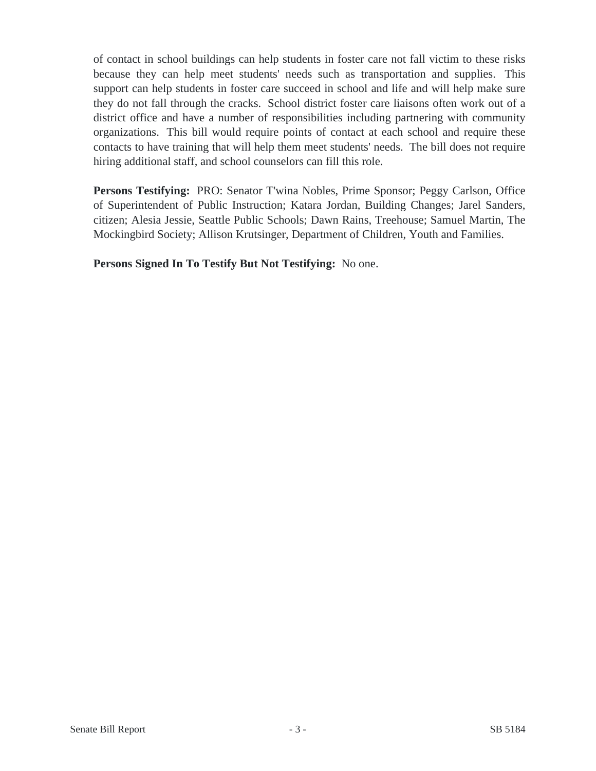of contact in school buildings can help students in foster care not fall victim to these risks because they can help meet students' needs such as transportation and supplies. This support can help students in foster care succeed in school and life and will help make sure they do not fall through the cracks. School district foster care liaisons often work out of a district office and have a number of responsibilities including partnering with community organizations. This bill would require points of contact at each school and require these contacts to have training that will help them meet students' needs. The bill does not require hiring additional staff, and school counselors can fill this role.

**Persons Testifying:** PRO: Senator T'wina Nobles, Prime Sponsor; Peggy Carlson, Office of Superintendent of Public Instruction; Katara Jordan, Building Changes; Jarel Sanders, citizen; Alesia Jessie, Seattle Public Schools; Dawn Rains, Treehouse; Samuel Martin, The Mockingbird Society; Allison Krutsinger, Department of Children, Youth and Families.

**Persons Signed In To Testify But Not Testifying:** No one.